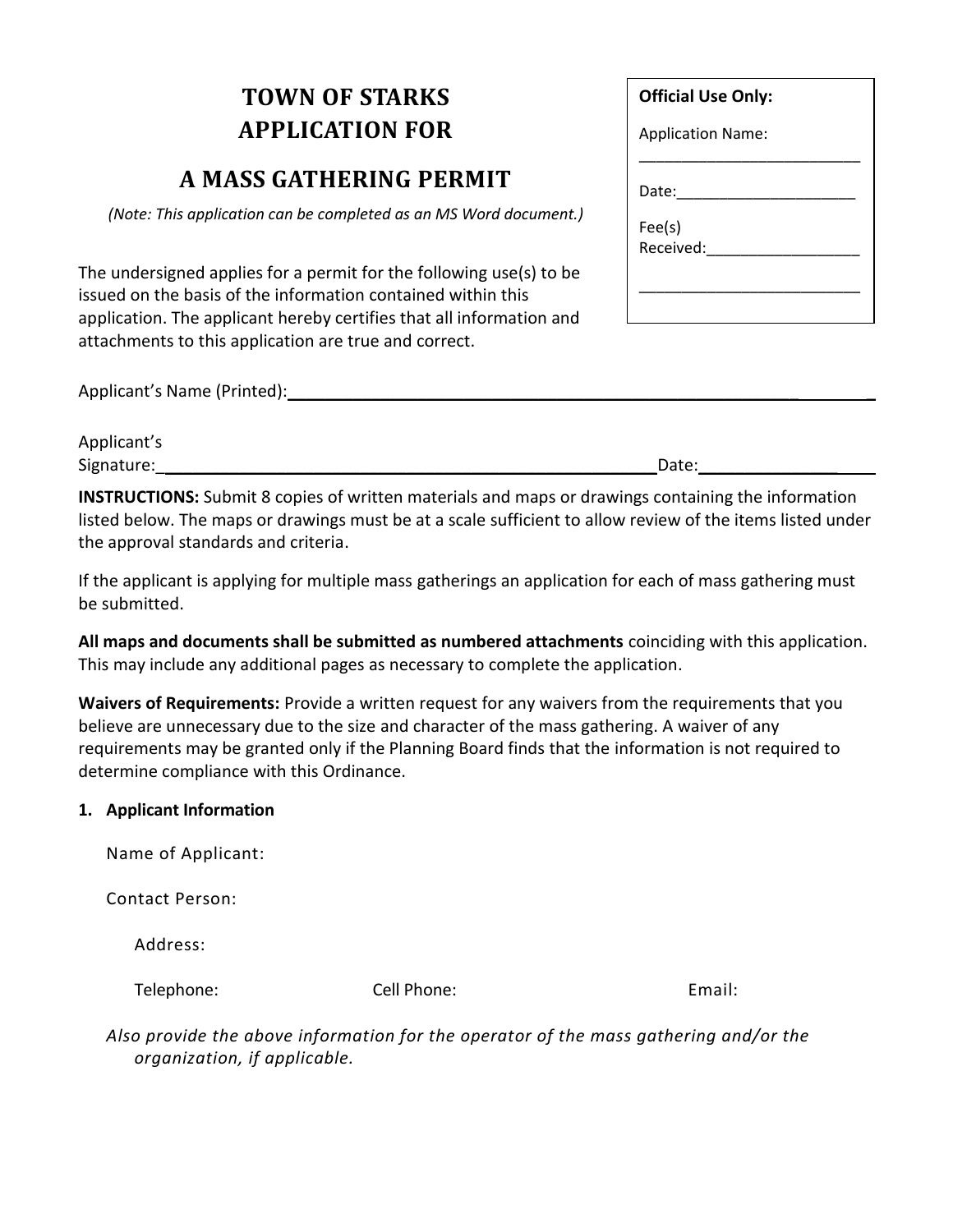# TOWN OF STARKS
# APPLICATION FOR

## A MASS GATHERING PERMIT

*(Note: This application can be completed as an MS Word document.)*

**Official Use Only:**

Application Name: ___________________________

Date: ______________________

Fee(s) Received: ___________________

___________________________

The undersigned applies for a permit for the following use(s) to be issued on the basis of the information contained within this application. The applicant hereby certifies that all information and attachments to this application are true and correct.

Applicant's Name (Printed): ____________________________________________________________

Applicant's Signature: ________________________________________________________ Date: ____________________

**INSTRUCTIONS:** Submit 8 copies of written materials and maps or drawings containing the information listed below. The maps or drawings must be at a scale sufficient to allow review of the items listed under the approval standards and criteria.

If the applicant is applying for multiple mass gatherings an application for each of mass gathering must be submitted.

**All maps and documents shall be submitted as numbered attachments** coinciding with this application. This may include any additional pages as necessary to complete the application.

**Waivers of Requirements:** Provide a written request for any waivers from the requirements that you believe are unnecessary due to the size and character of the mass gathering. A waiver of any requirements may be granted only if the Planning Board finds that the information is not required to determine compliance with this Ordinance.

**1. Applicant Information**

Name of Applicant:

Contact Person:

Address:

Telephone: Cell Phone: Email:

*Also provide the above information for the operator of the mass gathering and/or the organization, if applicable.*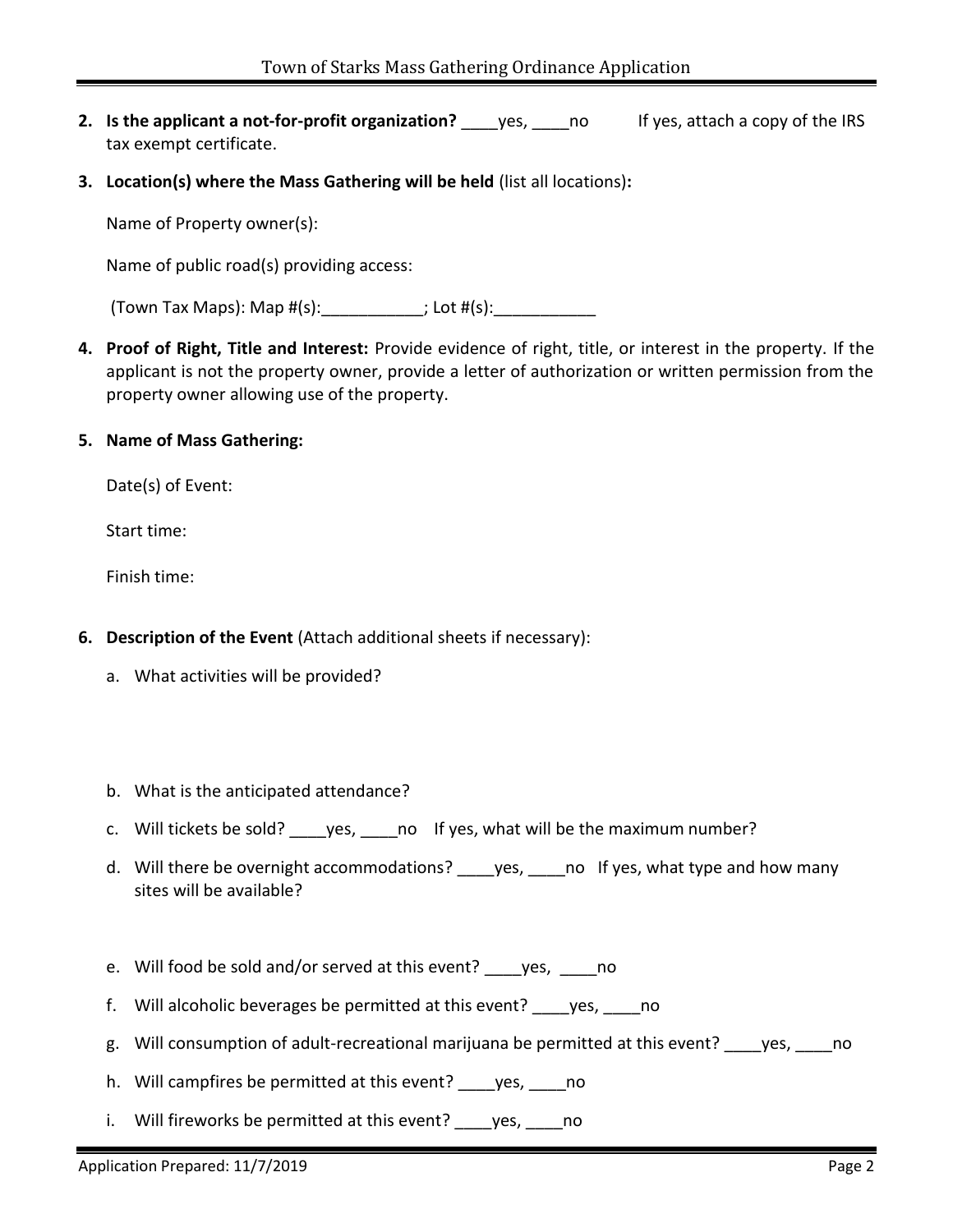2. **Is the applicant a not-for-profit organization?** ____yes, ____no If yes, attach a copy of the IRS tax exempt certificate.

3. **Location(s) where the Mass Gathering will be held** (list all locations)**:**

   Name of Property owner(s):

   Name of public road(s) providing access:

   (Town Tax Maps): Map #(s):___________; Lot #(s):___________

4. **Proof of Right, Title and Interest:** Provide evidence of right, title, or interest in the property. If the applicant is not the property owner, provide a letter of authorization or written permission from the property owner allowing use of the property.

5. **Name of Mass Gathering:**

   Date(s) of Event:

   Start time:

   Finish time:

6. **Description of the Event** (Attach additional sheets if necessary):

   a. What activities will be provided?

   b. What is the anticipated attendance?

   c. Will tickets be sold? ____yes, ____no If yes, what will be the maximum number?

   d. Will there be overnight accommodations? ____yes, ____no If yes, what type and how many sites will be available?

   e. Will food be sold and/or served at this event? ____yes, ____no

   f. Will alcoholic beverages be permitted at this event? ____yes, ____no

   g. Will consumption of adult-recreational marijuana be permitted at this event? ____yes, ____no

   h. Will campfires be permitted at this event? ____yes, ____no

   i. Will fireworks be permitted at this event? ____yes, ____no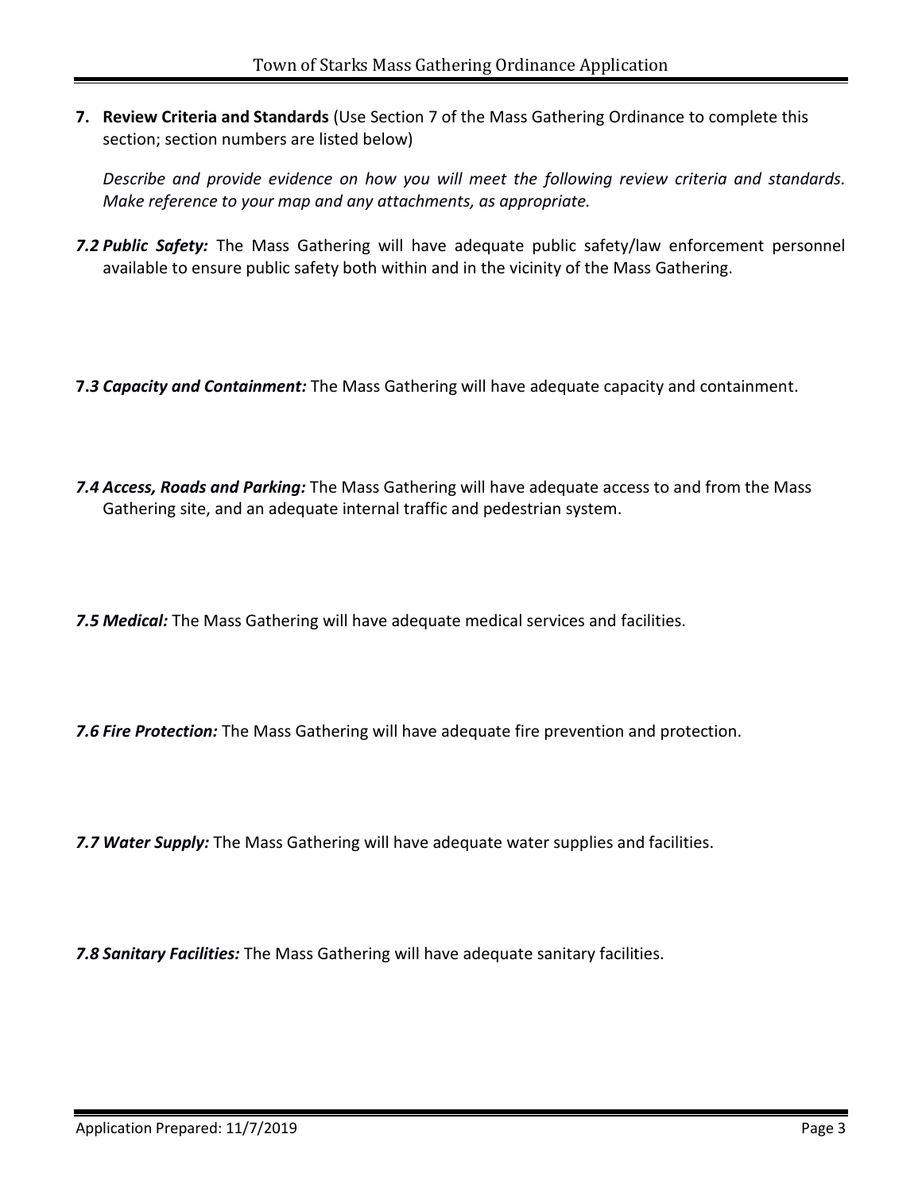**7. Review Criteria and Standards** (Use Section 7 of the Mass Gathering Ordinance to complete this section; section numbers are listed below)

*Describe and provide evidence on how you will meet the following review criteria and standards. Make reference to your map and any attachments, as appropriate.*

***7.2 Public Safety:*** The Mass Gathering will have adequate public safety/law enforcement personnel available to ensure public safety both within and in the vicinity of the Mass Gathering.

**7*.3 Capacity and Containment:*** The Mass Gathering will have adequate capacity and containment.

***7.4 Access, Roads and Parking:*** The Mass Gathering will have adequate access to and from the Mass Gathering site, and an adequate internal traffic and pedestrian system.

***7.5 Medical:*** The Mass Gathering will have adequate medical services and facilities.

***7.6 Fire Protection:*** The Mass Gathering will have adequate fire prevention and protection.

***7.7 Water Supply:*** The Mass Gathering will have adequate water supplies and facilities.

***7.8 Sanitary Facilities:*** The Mass Gathering will have adequate sanitary facilities.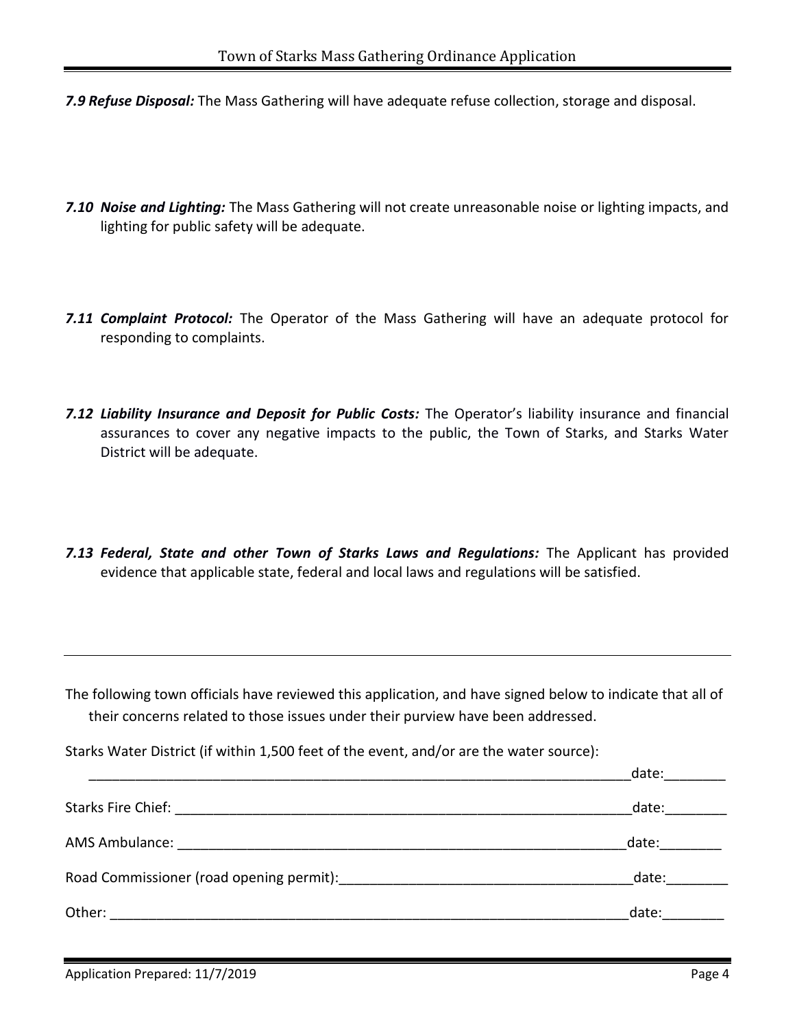***7.9 Refuse Disposal:*** The Mass Gathering will have adequate refuse collection, storage and disposal.

***7.10 Noise and Lighting:*** The Mass Gathering will not create unreasonable noise or lighting impacts, and lighting for public safety will be adequate.

***7.11 Complaint Protocol:*** The Operator of the Mass Gathering will have an adequate protocol for responding to complaints.

***7.12 Liability Insurance and Deposit for Public Costs:*** The Operator's liability insurance and financial assurances to cover any negative impacts to the public, the Town of Starks, and Starks Water District will be adequate.

***7.13 Federal, State and other Town of Starks Laws and Regulations:*** The Applicant has provided evidence that applicable state, federal and local laws and regulations will be satisfied.

---

The following town officials have reviewed this application, and have signed below to indicate that all of their concerns related to those issues under their purview have been addressed.

Starks Water District (if within 1,500 feet of the event, and/or are the water source):

________________________________________________________________________date:________

Starks Fire Chief: _____________________________________________________________date:________

AMS Ambulance: ______________________________________________________________date:________

Road Commissioner (road opening permit):_____________________________________date:________

Other: _______________________________________________________________________date:________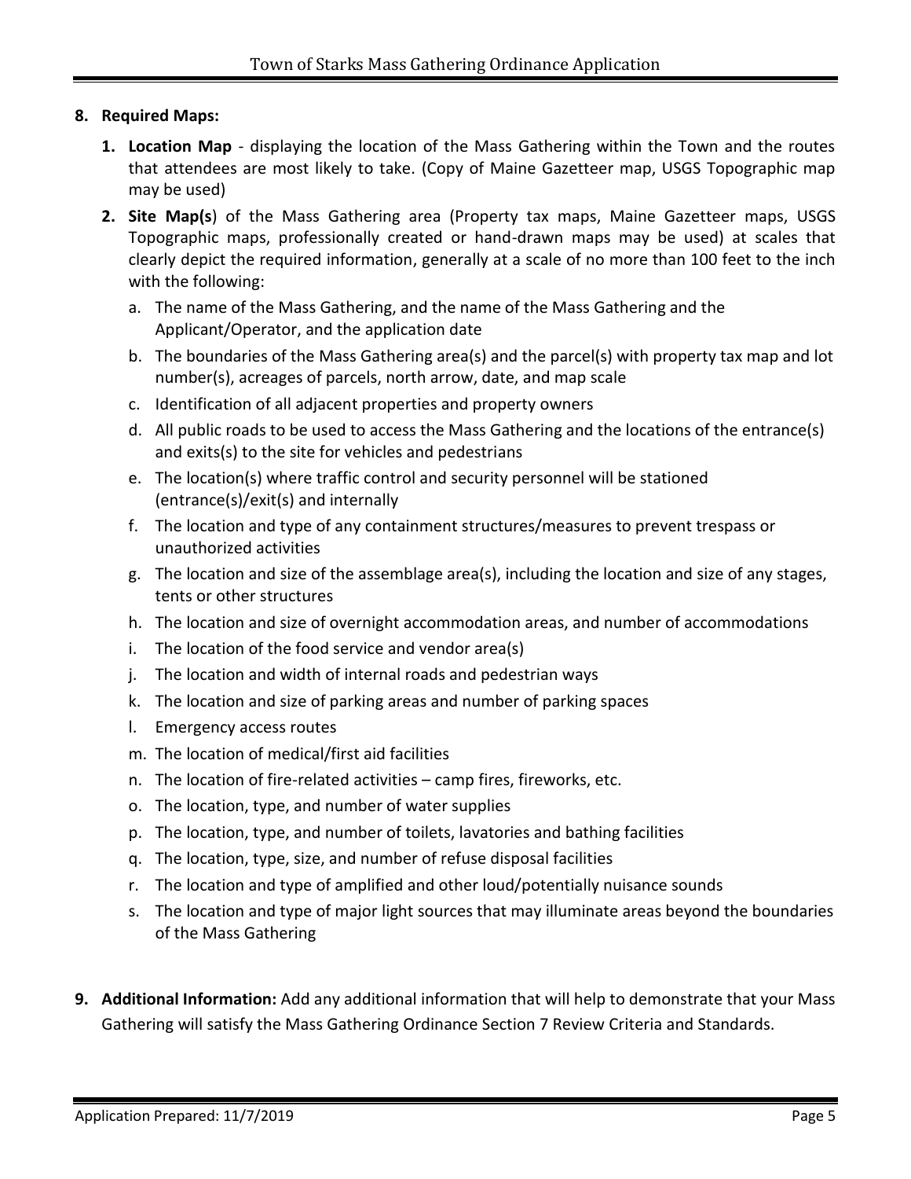**8. Required Maps:**

1. **Location Map** - displaying the location of the Mass Gathering within the Town and the routes that attendees are most likely to take. (Copy of Maine Gazetteer map, USGS Topographic map may be used)
2. **Site Map(s**) of the Mass Gathering area (Property tax maps, Maine Gazetteer maps, USGS Topographic maps, professionally created or hand-drawn maps may be used) at scales that clearly depict the required information, generally at a scale of no more than 100 feet to the inch with the following:
   a. The name of the Mass Gathering, and the name of the Mass Gathering and the Applicant/Operator, and the application date
   b. The boundaries of the Mass Gathering area(s) and the parcel(s) with property tax map and lot number(s), acreages of parcels, north arrow, date, and map scale
   c. Identification of all adjacent properties and property owners
   d. All public roads to be used to access the Mass Gathering and the locations of the entrance(s) and exits(s) to the site for vehicles and pedestrians
   e. The location(s) where traffic control and security personnel will be stationed (entrance(s)/exit(s) and internally
   f. The location and type of any containment structures/measures to prevent trespass or unauthorized activities
   g. The location and size of the assemblage area(s), including the location and size of any stages, tents or other structures
   h. The location and size of overnight accommodation areas, and number of accommodations
   i. The location of the food service and vendor area(s)
   j. The location and width of internal roads and pedestrian ways
   k. The location and size of parking areas and number of parking spaces
   l. Emergency access routes
   m. The location of medical/first aid facilities
   n. The location of fire-related activities – camp fires, fireworks, etc.
   o. The location, type, and number of water supplies
   p. The location, type, and number of toilets, lavatories and bathing facilities
   q. The location, type, size, and number of refuse disposal facilities
   r. The location and type of amplified and other loud/potentially nuisance sounds
   s. The location and type of major light sources that may illuminate areas beyond the boundaries of the Mass Gathering

**9. Additional Information:** Add any additional information that will help to demonstrate that your Mass Gathering will satisfy the Mass Gathering Ordinance Section 7 Review Criteria and Standards.